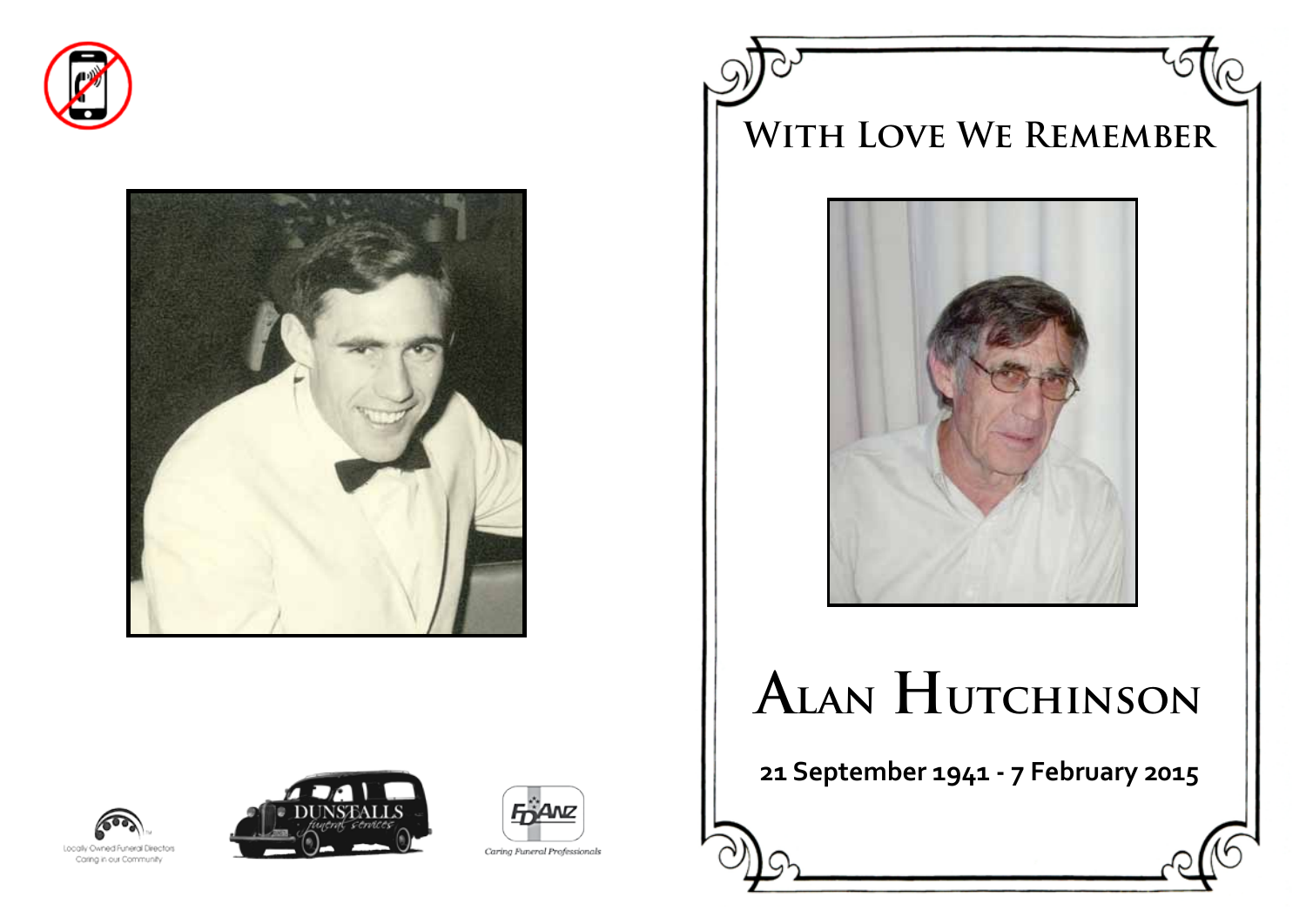Locally Owned Funeral Directors
Caring in our Community

DUNSTALLS
funeral services

FDANZ
Caring Funeral Professionals

# With Love We Remember

# Alan Hutchinson

**21 September 1941 - 7 February 2015**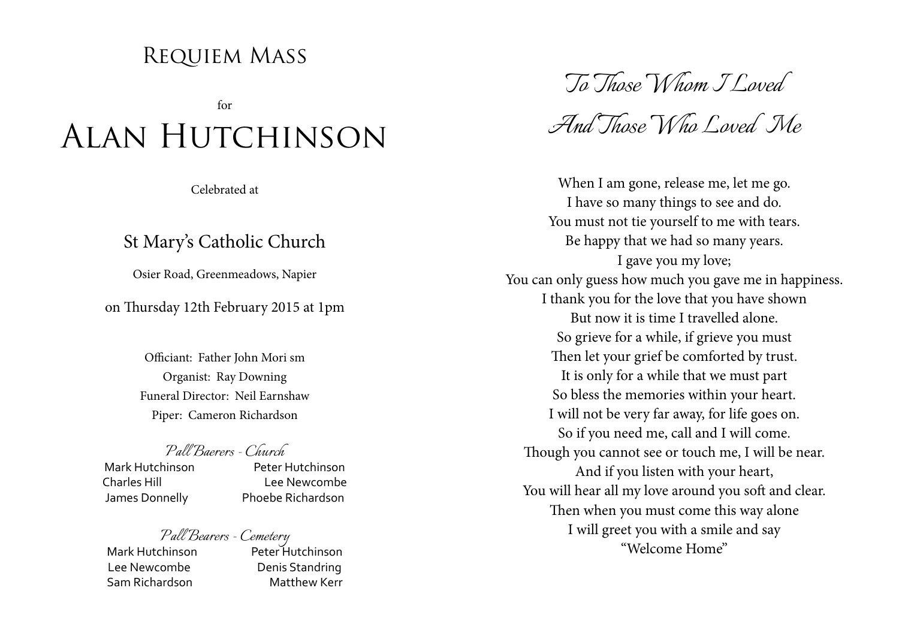# Requiem Mass

for

# Alan Hutchinson

Celebrated at

## St Mary's Catholic Church

Osier Road, Greenmeadows, Napier

on Thursday 12th February 2015 at 1pm

Officiant: Father John Mori sm
Organist: Ray Downing
Funeral Director: Neil Earnshaw
Piper: Cameron Richardson

*Pall Baerers - Church*

| | |
|---|---|
| Mark Hutchinson | Peter Hutchinson |
| Charles Hill | Lee Newcombe |
| James Donnelly | Phoebe Richardson |

*Pall Bearers - Cemetery*

| | |
|---|---|
| Mark Hutchinson | Peter Hutchinson |
| Lee Newcombe | Denis Standring |
| Sam Richardson | Matthew Kerr |

## *To Those Whom I Loved And Those Who Loved Me*

When I am gone, release me, let me go.
I have so many things to see and do.
You must not tie yourself to me with tears.
Be happy that we had so many years.
I gave you my love;
You can only guess how much you gave me in happiness.
I thank you for the love that you have shown
But now it is time I travelled alone.
So grieve for a while, if grieve you must
Then let your grief be comforted by trust.
It is only for a while that we must part
So bless the memories within your heart.
I will not be very far away, for life goes on.
So if you need me, call and I will come.
Though you cannot see or touch me, I will be near.
And if you listen with your heart,
You will hear all my love around you soft and clear.
Then when you must come this way alone
I will greet you with a smile and say
"Welcome Home"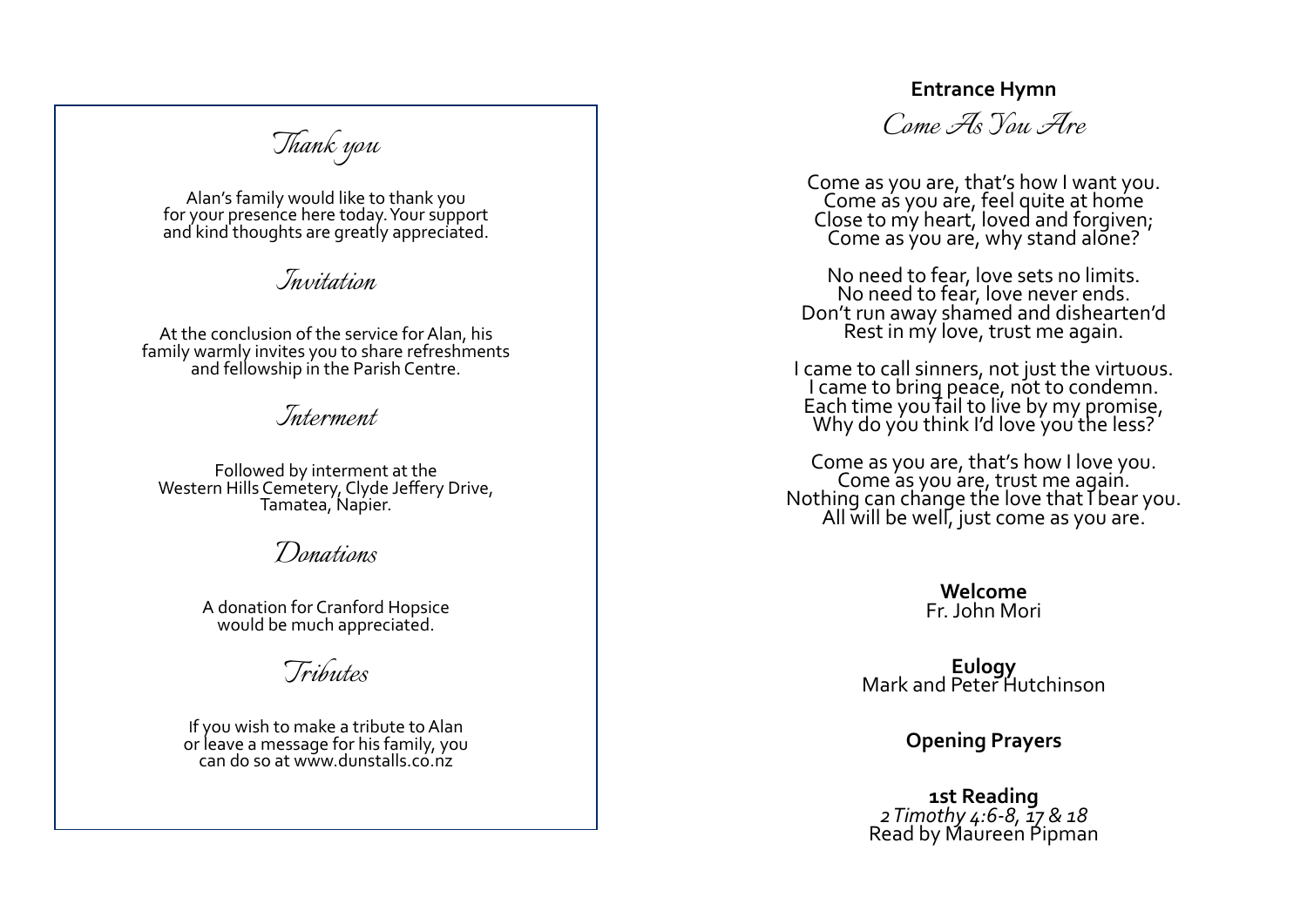## *Thank you*

Alan's family would like to thank you for your presence here today. Your support and kind thoughts are greatly appreciated.

## *Invitation*

At the conclusion of the service for Alan, his family warmly invites you to share refreshments and fellowship in the Parish Centre.

## *Interment*

Followed by interment at the Western Hills Cemetery, Clyde Jeffery Drive, Tamatea, Napier.

## *Donations*

A donation for Cranford Hopsice would be much appreciated.

## *Tributes*

If you wish to make a tribute to Alan or leave a message for his family, you can do so at www.dunstalls.co.nz

**Entrance Hymn**

## *Come As You Are*

Come as you are, that's how I want you.
Come as you are, feel quite at home
Close to my heart, loved and forgiven;
Come as you are, why stand alone?

No need to fear, love sets no limits.
No need to fear, love never ends.
Don't run away shamed and dishearten'd
Rest in my love, trust me again.

I came to call sinners, not just the virtuous.
I came to bring peace, not to condemn.
Each time you fail to live by my promise,
Why do you think I'd love you the less?

Come as you are, that's how I love you.
Come as you are, trust me again.
Nothing can change the love that I bear you.
All will be well, just come as you are.

**Welcome**
Fr. John Mori

**Eulogy**
Mark and Peter Hutchinson

**Opening Prayers**

**1st Reading**
*2 Timothy 4:6-8, 17 & 18*
Read by Maureen Pipman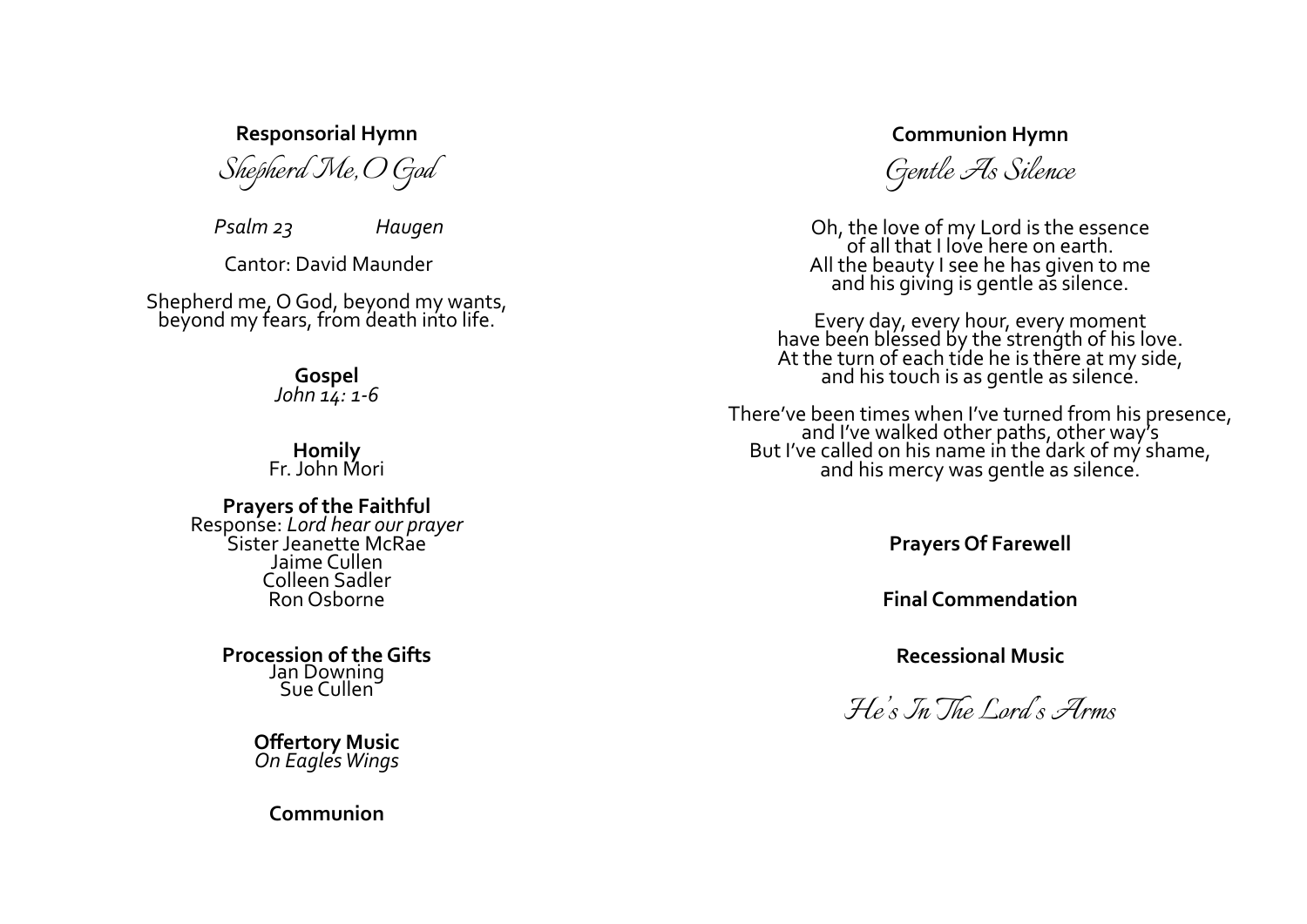**Responsonsorial Hymn**

*Shepherd Me, O God*

*Psalm 23* *Haugen*

Cantor: David Maunder

Shepherd me, O God, beyond my wants,
beyond my fears, from death into life.

**Gospel**
*John 14: 1-6*

**Homily**
Fr. John Mori

**Prayers of the Faithful**
Response: *Lord hear our prayer*
Sister Jeanette McRae
Jaime Cullen
Colleen Sadler
Ron Osborne

**Procession of the Gifts**
Jan Downing
Sue Cullen

**Offertory Music**
*On Eagles Wings*

**Communion**

**Communion Hymn**

*Gentle As Silence*

Oh, the love of my Lord is the essence
of all that I love here on earth.
All the beauty I see he has given to me
and his giving is gentle as silence.

Every day, every hour, every moment
have been blessed by the strength of his love.
At the turn of each tide he is there at my side,
and his touch is as gentle as silence.

There've been times when I've turned from his presence,
and I've walked other paths, other way's
But I've called on his name in the dark of my shame,
and his mercy was gentle as silence.

**Prayers Of Farewell**

**Final Commendation**

**Recessional Music**

*He's In The Lord's Arms*